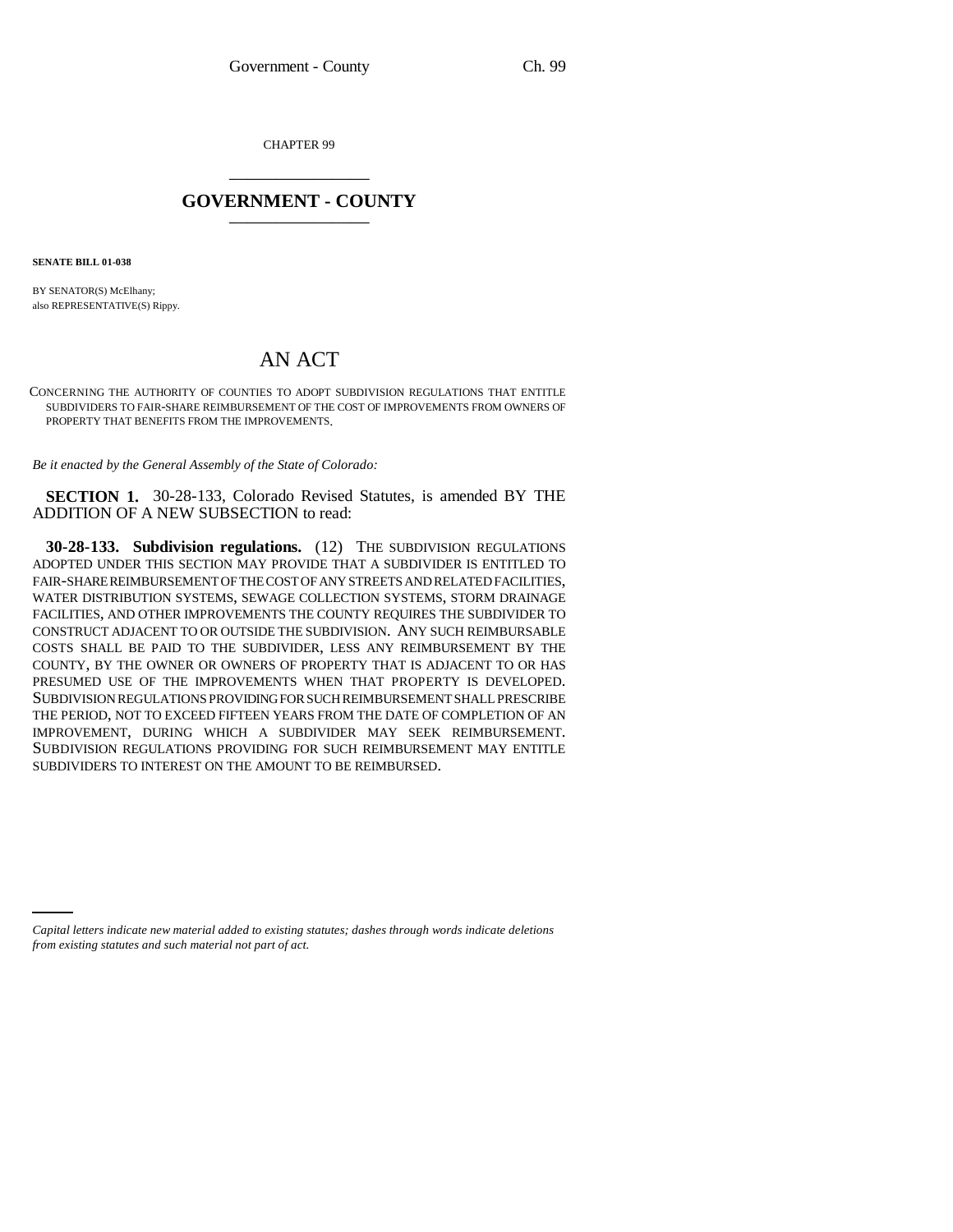CHAPTER 99

# GOVERNMENT - COUNTY

**SENATE BILL 01-038**

BY SENATOR(S) McElhany;
also REPRESENTATIVE(S) Rippy.

# AN ACT

CONCERNING THE AUTHORITY OF COUNTIES TO ADOPT SUBDIVISION REGULATIONS THAT ENTITLE SUBDIVIDERS TO FAIR-SHARE REIMBURSEMENT OF THE COST OF IMPROVEMENTS FROM OWNERS OF PROPERTY THAT BENEFITS FROM THE IMPROVEMENTS.

*Be it enacted by the General Assembly of the State of Colorado:*

**SECTION 1.** 30-28-133, Colorado Revised Statutes, is amended BY THE ADDITION OF A NEW SUBSECTION to read:

**30-28-133. Subdivision regulations.** (12) THE SUBDIVISION REGULATIONS ADOPTED UNDER THIS SECTION MAY PROVIDE THAT A SUBDIVIDER IS ENTITLED TO FAIR-SHARE REIMBURSEMENT OF THE COST OF ANY STREETS AND RELATED FACILITIES, WATER DISTRIBUTION SYSTEMS, SEWAGE COLLECTION SYSTEMS, STORM DRAINAGE FACILITIES, AND OTHER IMPROVEMENTS THE COUNTY REQUIRES THE SUBDIVIDER TO CONSTRUCT ADJACENT TO OR OUTSIDE THE SUBDIVISION. ANY SUCH REIMBURSABLE COSTS SHALL BE PAID TO THE SUBDIVIDER, LESS ANY REIMBURSEMENT BY THE COUNTY, BY THE OWNER OR OWNERS OF PROPERTY THAT IS ADJACENT TO OR HAS PRESUMED USE OF THE IMPROVEMENTS WHEN THAT PROPERTY IS DEVELOPED. SUBDIVISION REGULATIONS PROVIDING FOR SUCH REIMBURSEMENT SHALL PRESCRIBE THE PERIOD, NOT TO EXCEED FIFTEEN YEARS FROM THE DATE OF COMPLETION OF AN IMPROVEMENT, DURING WHICH A SUBDIVIDER MAY SEEK REIMBURSEMENT. SUBDIVISION REGULATIONS PROVIDING FOR SUCH REIMBURSEMENT MAY ENTITLE SUBDIVIDERS TO INTEREST ON THE AMOUNT TO BE REIMBURSED.

*Capital letters indicate new material added to existing statutes; dashes through words indicate deletions from existing statutes and such material not part of act.*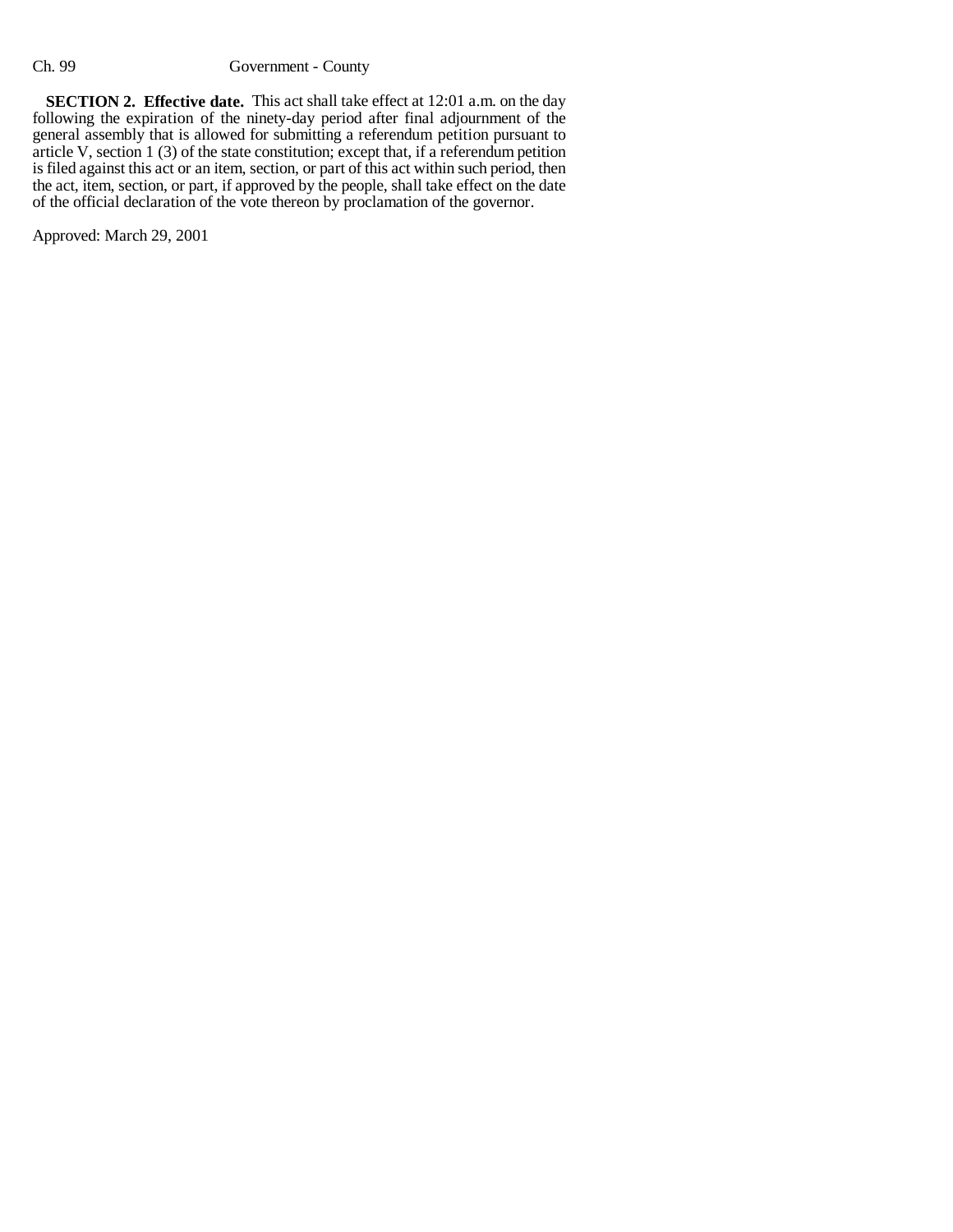**SECTION 2. Effective date.** This act shall take effect at 12:01 a.m. on the day following the expiration of the ninety-day period after final adjournment of the general assembly that is allowed for submitting a referendum petition pursuant to article V, section 1 (3) of the state constitution; except that, if a referendum petition is filed against this act or an item, section, or part of this act within such period, then the act, item, section, or part, if approved by the people, shall take effect on the date of the official declaration of the vote thereon by proclamation of the governor.

Approved: March 29, 2001